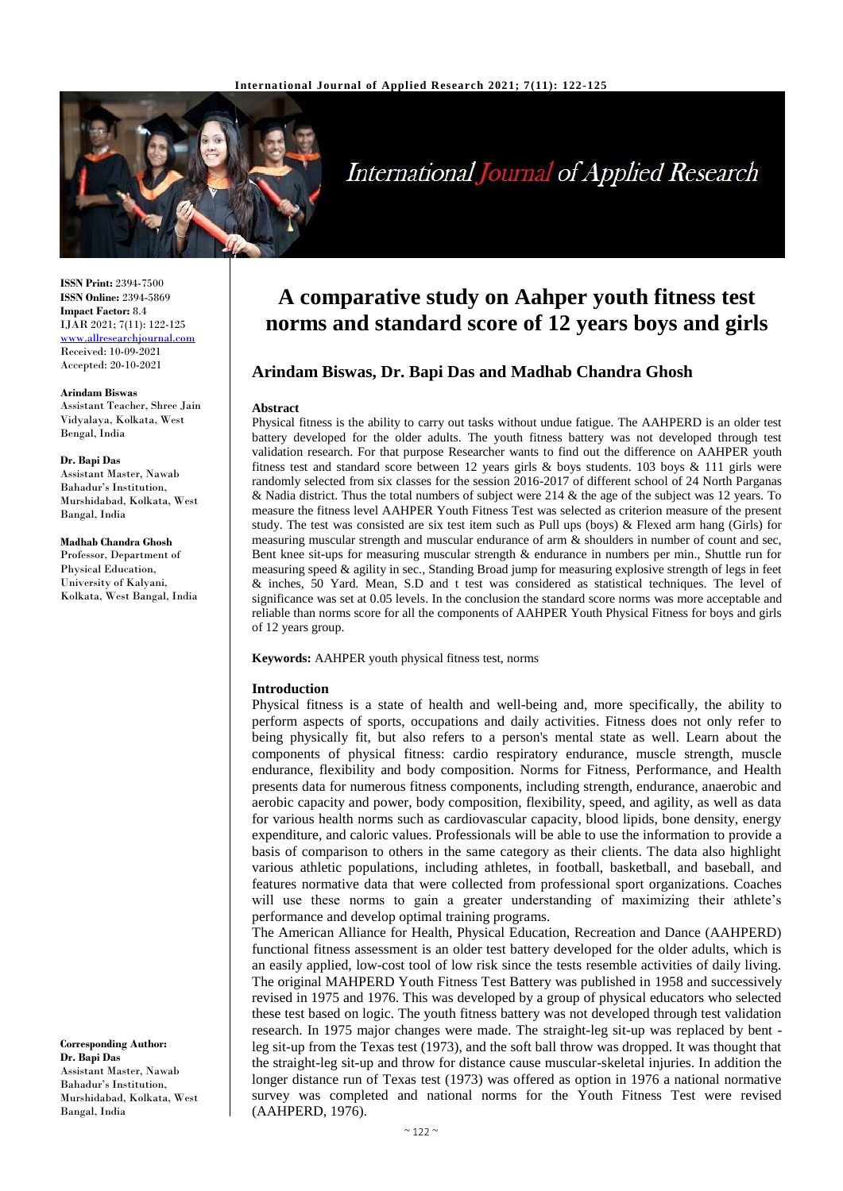# A comparative study on Aahper youth fitness test norms and standard score of 12 years boys and girls

**Arindam Biswas, Dr. Bapi Das and Madhab Chandra Ghosh**

**ISSN Print:** 2394-7500
**ISSN Online:** 2394-5869
**Impact Factor:** 8.4
IJAR 2021; 7(11): 122-125
www.allresearchjournal.com
Received: 10-09-2021
Accepted: 20-10-2021

**Arindam Biswas**
Assistant Teacher, Shree Jain Vidyalaya, Kolkata, West Bengal, India

**Dr. Bapi Das**
Assistant Master, Nawab Bahadur's Institution, Murshidabad, Kolkata, West Bangal, India

**Madhab Chandra Ghosh**
Professor, Department of Physical Education, University of Kalyani, Kolkata, West Bangal, India

**Corresponding Author:**
**Dr. Bapi Das**
Assistant Master, Nawab Bahadur's Institution, Murshidabad, Kolkata, West Bangal, India

### Abstract

Physical fitness is the ability to carry out tasks without undue fatigue. The AAHPERD is an older test battery developed for the older adults. The youth fitness battery was not developed through test validation research. For that purpose Researcher wants to find out the difference on AAHPER youth fitness test and standard score between 12 years girls & boys students. 103 boys & 111 girls were randomly selected from six classes for the session 2016-2017 of different school of 24 North Parganas & Nadia district. Thus the total numbers of subject were 214 & the age of the subject was 12 years. To measure the fitness level AAHPER Youth Fitness Test was selected as criterion measure of the present study. The test was consisted are six test item such as Pull ups (boys) & Flexed arm hang (Girls) for measuring muscular strength and muscular endurance of arm & shoulders in number of count and sec, Bent knee sit-ups for measuring muscular strength & endurance in numbers per min., Shuttle run for measuring speed & agility in sec., Standing Broad jump for measuring explosive strength of legs in feet & inches, 50 Yard. Mean, S.D and t test was considered as statistical techniques. The level of significance was set at 0.05 levels. In the conclusion the standard score norms was more acceptable and reliable than norms score for all the components of AAHPER Youth Physical Fitness for boys and girls of 12 years group.

**Keywords:** AAHPER youth physical fitness test, norms

### Introduction

Physical fitness is a state of health and well-being and, more specifically, the ability to perform aspects of sports, occupations and daily activities. Fitness does not only refer to being physically fit, but also refers to a person's mental state as well. Learn about the components of physical fitness: cardio respiratory endurance, muscle strength, muscle endurance, flexibility and body composition. Norms for Fitness, Performance, and Health presents data for numerous fitness components, including strength, endurance, anaerobic and aerobic capacity and power, body composition, flexibility, speed, and agility, as well as data for various health norms such as cardiovascular capacity, blood lipids, bone density, energy expenditure, and caloric values. Professionals will be able to use the information to provide a basis of comparison to others in the same category as their clients. The data also highlight various athletic populations, including athletes, in football, basketball, and baseball, and features normative data that were collected from professional sport organizations. Coaches will use these norms to gain a greater understanding of maximizing their athlete's performance and develop optimal training programs.

The American Alliance for Health, Physical Education, Recreation and Dance (AAHPERD) functional fitness assessment is an older test battery developed for the older adults, which is an easily applied, low-cost tool of low risk since the tests resemble activities of daily living. The original MAHPERD Youth Fitness Test Battery was published in 1958 and successively revised in 1975 and 1976. This was developed by a group of physical educators who selected these test based on logic. The youth fitness battery was not developed through test validation research. In 1975 major changes were made. The straight-leg sit-up was replaced by bent - leg sit-up from the Texas test (1973), and the soft ball throw was dropped. It was thought that the straight-leg sit-up and throw for distance cause muscular-skeletal injuries. In addition the longer distance run of Texas test (1973) was offered as option in 1976 a national normative survey was completed and national norms for the Youth Fitness Test were revised (AAHPERD, 1976).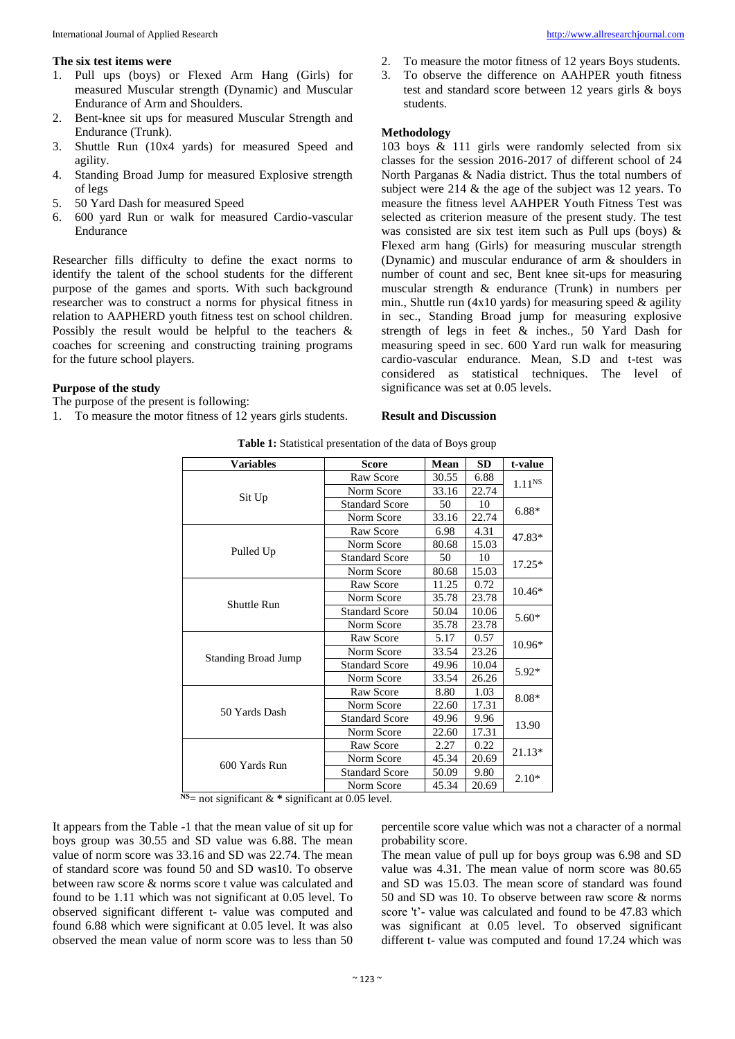**The six test items were**

1. Pull ups (boys) or Flexed Arm Hang (Girls) for measured Muscular strength (Dynamic) and Muscular Endurance of Arm and Shoulders.
2. Bent-knee sit ups for measured Muscular Strength and Endurance (Trunk).
3. Shuttle Run (10x4 yards) for measured Speed and agility.
4. Standing Broad Jump for measured Explosive strength of legs
5. 50 Yard Dash for measured Speed
6. 600 yard Run or walk for measured Cardio-vascular Endurance

Researcher fills difficulty to define the exact norms to identify the talent of the school students for the different purpose of the games and sports. With such background researcher was to construct a norms for physical fitness in relation to AAPHERD youth fitness test on school children. Possibly the result would be helpful to the teachers & coaches for screening and constructing training programs for the future school players.

**Purpose of the study**

The purpose of the present is following:

1. To measure the motor fitness of 12 years girls students.
2. To measure the motor fitness of 12 years Boys students.
3. To observe the difference on AAHPER youth fitness test and standard score between 12 years girls & boys students.

**Methodology**

103 boys & 111 girls were randomly selected from six classes for the session 2016-2017 of different school of 24 North Parganas & Nadia district. Thus the total numbers of subject were 214 & the age of the subject was 12 years. To measure the fitness level AAHPER Youth Fitness Test was selected as criterion measure of the present study. The test was consisted are six test item such as Pull ups (boys) & Flexed arm hang (Girls) for measuring muscular strength (Dynamic) and muscular endurance of arm & shoulders in number of count and sec, Bent knee sit-ups for measuring muscular strength & endurance (Trunk) in numbers per min., Shuttle run (4x10 yards) for measuring speed & agility in sec., Standing Broad jump for measuring explosive strength of legs in feet & inches., 50 Yard Dash for measuring speed in sec. 600 Yard run walk for measuring cardio-vascular endurance. Mean, S.D and t-test was considered as statistical techniques. The level of significance was set at 0.05 levels.

**Result and Discussion**

**Table 1:** Statistical presentation of the data of Boys group

| Variables | Score | Mean | SD | t-value |
|---|---|---|---|---|
| Sit Up | Raw Score | 30.55 | 6.88 | $1.11^{NS}$ |
| | Norm Score | 33.16 | 22.74 | |
| | Standard Score | 50 | 10 | 6.88* |
| | Norm Score | 33.16 | 22.74 | |
| Pulled Up | Raw Score | 6.98 | 4.31 | 47.83* |
| | Norm Score | 80.68 | 15.03 | |
| | Standard Score | 50 | 10 | 17.25* |
| | Norm Score | 80.68 | 15.03 | |
| Shuttle Run | Raw Score | 11.25 | 0.72 | 10.46* |
| | Norm Score | 35.78 | 23.78 | |
| | Standard Score | 50.04 | 10.06 | 5.60* |
| | Norm Score | 35.78 | 23.78 | |
| Standing Broad Jump | Raw Score | 5.17 | 0.57 | 10.96* |
| | Norm Score | 33.54 | 23.26 | |
| | Standard Score | 49.96 | 10.04 | 5.92* |
| | Norm Score | 33.54 | 26.26 | |
| 50 Yards Dash | Raw Score | 8.80 | 1.03 | 8.08* |
| | Norm Score | 22.60 | 17.31 | |
| | Standard Score | 49.96 | 9.96 | 13.90 |
| | Norm Score | 22.60 | 17.31 | |
| 600 Yards Run | Raw Score | 2.27 | 0.22 | 21.13* |
| | Norm Score | 45.34 | 20.69 | |
| | Standard Score | 50.09 | 9.80 | 2.10* |
| | Norm Score | 45.34 | 20.69 | |

$^{NS}$= not significant & * significant at 0.05 level.

It appears from the Table -1 that the mean value of sit up for boys group was 30.55 and SD value was 6.88. The mean value of norm score was 33.16 and SD was 22.74. The mean of standard score was found 50 and SD was10. To observe between raw score & norms score t value was calculated and found to be 1.11 which was not significant at 0.05 level. To observed significant different t- value was computed and found 6.88 which were significant at 0.05 level. It was also observed the mean value of norm score was to less than 50 percentile score value which was not a character of a normal probability score.

The mean value of pull up for boys group was 6.98 and SD value was 4.31. The mean value of norm score was 80.65 and SD was 15.03. The mean score of standard was found 50 and SD was 10. To observe between raw score & norms score 't'- value was calculated and found to be 47.83 which was significant at 0.05 level. To observed significant different t- value was computed and found 17.24 which was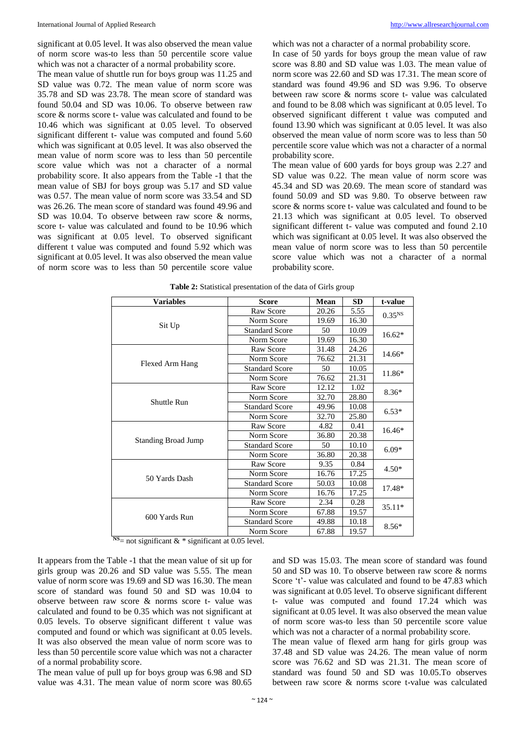significant at 0.05 level. It was also observed the mean value of norm score was-to less than 50 percentile score value which was not a character of a normal probability score.

The mean value of shuttle run for boys group was 11.25 and SD value was 0.72. The mean value of norm score was 35.78 and SD was 23.78. The mean score of standard was found 50.04 and SD was 10.06. To observe between raw score & norms score t- value was calculated and found to be 10.46 which was significant at 0.05 level. To observed significant different t- value was computed and found 5.60 which was significant at 0.05 level. It was also observed the mean value of norm score was to less than 50 percentile score value which was not a character of a normal probability score. It also appears from the Table -1 that the mean value of SBJ for boys group was 5.17 and SD value was 0.57. The mean value of norm score was 33.54 and SD was 26.26. The mean score of standard was found 49.96 and SD was 10.04. To observe between raw score & norms, score t- value was calculated and found to be 10.96 which was significant at 0.05 level. To observed significant different t value was computed and found 5.92 which was significant at 0.05 level. It was also observed the mean value of norm score was to less than 50 percentile score value which was not a character of a normal probability score.

In case of 50 yards for boys group the mean value of raw score was 8.80 and SD value was 1.03. The mean value of norm score was 22.60 and SD was 17.31. The mean score of standard was found 49.96 and SD was 9.96. To observe between raw score & norms score t- value was calculated and found to be 8.08 which was significant at 0.05 level. To observed significant different t value was computed and found 13.90 which was significant at 0.05 level. It was also observed the mean value of norm score was to less than 50 percentile score value which was not a character of a normal probability score.

The mean value of 600 yards for boys group was 2.27 and SD value was 0.22. The mean value of norm score was 45.34 and SD was 20.69. The mean score of standard was found 50.09 and SD was 9.80. To observe between raw score & norms score t- value was calculated and found to be 21.13 which was significant at 0.05 level. To observed significant different t- value was computed and found 2.10 which was significant at 0.05 level. It was also observed the mean value of norm score was to less than 50 percentile score value which was not a character of a normal probability score.

**Table 2:** Statistical presentation of the data of Girls group

| Variables | Score | Mean | SD | t-value |
|---|---|---|---|---|
| Sit Up | Raw Score | 20.26 | 5.55 | 0.35$^{NS}$ |
| | Norm Score | 19.69 | 16.30 | |
| | Standard Score | 50 | 10.09 | 16.62* |
| | Norm Score | 19.69 | 16.30 | |
| Flexed Arm Hang | Raw Score | 31.48 | 24.26 | 14.66* |
| | Norm Score | 76.62 | 21.31 | |
| | Standard Score | 50 | 10.05 | 11.86* |
| | Norm Score | 76.62 | 21.31 | |
| Shuttle Run | Raw Score | 12.12 | 1.02 | 8.36* |
| | Norm Score | 32.70 | 28.80 | |
| | Standard Score | 49.96 | 10.08 | 6.53* |
| | Norm Score | 32.70 | 25.80 | |
| Standing Broad Jump | Raw Score | 4.82 | 0.41 | 16.46* |
| | Norm Score | 36.80 | 20.38 | |
| | Standard Score | 50 | 10.10 | 6.09* |
| | Norm Score | 36.80 | 20.38 | |
| 50 Yards Dash | Raw Score | 9.35 | 0.84 | 4.50* |
| | Norm Score | 16.76 | 17.25 | |
| | Standard Score | 50.03 | 10.08 | 17.48* |
| | Norm Score | 16.76 | 17.25 | |
| 600 Yards Run | Raw Score | 2.34 | 0.28 | 35.11* |
| | Norm Score | 67.88 | 19.57 | |
| | Standard Score | 49.88 | 10.18 | 8.56* |
| | Norm Score | 67.88 | 19.57 | |

$^{NS}$= not significant & * significant at 0.05 level.

It appears from the Table -1 that the mean value of sit up for girls group was 20.26 and SD value was 5.55. The mean value of norm score was 19.69 and SD was 16.30. The mean score of standard was found 50 and SD was 10.04 to observe between raw score & norms score t- value was calculated and found to be 0.35 which was not significant at 0.05 levels. To observe significant different t value was computed and found or which was significant at 0.05 levels. It was also observed the mean value of norm score was to less than 50 percentile score value which was not a character of a normal probability score.

The mean value of pull up for boys group was 6.98 and SD value was 4.31. The mean value of norm score was 80.65 and SD was 15.03. The mean score of standard was found 50 and SD was 10. To observe between raw score & norms Score 't'- value was calculated and found to be 47.83 which was significant at 0.05 level. To observe significant different t- value was computed and found 17.24 which was significant at 0.05 level. It was also observed the mean value of norm score was-to less than 50 percentile score value which was not a character of a normal probability score.

The mean value of flexed arm hang for girls group was 37.48 and SD value was 24.26. The mean value of norm score was 76.62 and SD was 21.31. The mean score of standard was found 50 and SD was 10.05.To observes between raw score & norms score t-value was calculated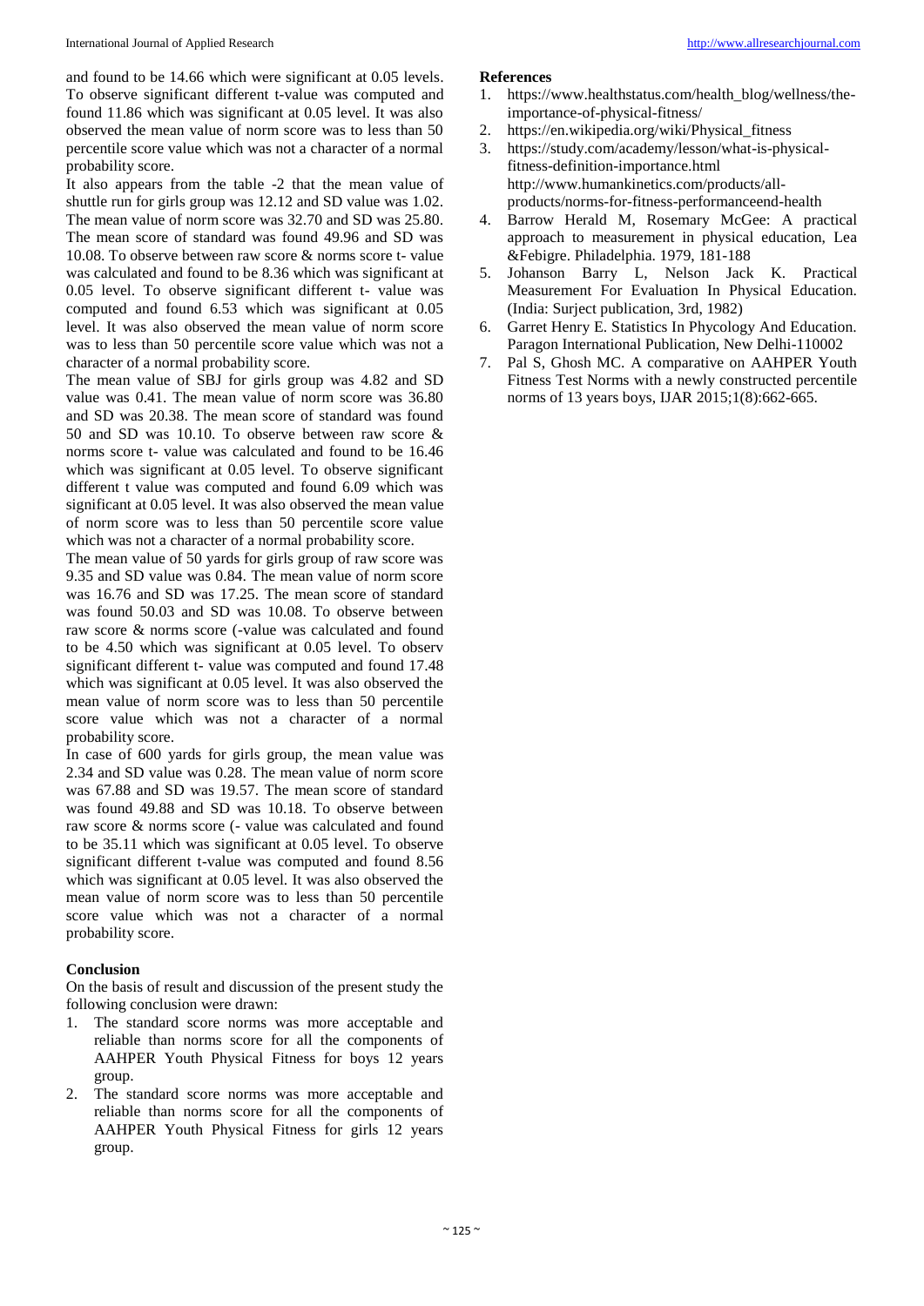and found to be 14.66 which were significant at 0.05 levels. To observe significant different t-value was computed and found 11.86 which was significant at 0.05 level. It was also observed the mean value of norm score was to less than 50 percentile score value which was not a character of a normal probability score.

It also appears from the table -2 that the mean value of shuttle run for girls group was 12.12 and SD value was 1.02. The mean value of norm score was 32.70 and SD was 25.80. The mean score of standard was found 49.96 and SD was 10.08. To observe between raw score & norms score t- value was calculated and found to be 8.36 which was significant at 0.05 level. To observe significant different t- value was computed and found 6.53 which was significant at 0.05 level. It was also observed the mean value of norm score was to less than 50 percentile score value which was not a character of a normal probability score.

The mean value of SBJ for girls group was 4.82 and SD value was 0.41. The mean value of norm score was 36.80 and SD was 20.38. The mean score of standard was found 50 and SD was 10.10. To observe between raw score & norms score t- value was calculated and found to be 16.46 which was significant at 0.05 level. To observe significant different t value was computed and found 6.09 which was significant at 0.05 level. It was also observed the mean value of norm score was to less than 50 percentile score value which was not a character of a normal probability score.

The mean value of 50 yards for girls group of raw score was 9.35 and SD value was 0.84. The mean value of norm score was 16.76 and SD was 17.25. The mean score of standard was found 50.03 and SD was 10.08. To observe between raw score & norms score (-value was calculated and found to be 4.50 which was significant at 0.05 level. To observ significant different t- value was computed and found 17.48 which was significant at 0.05 level. It was also observed the mean value of norm score was to less than 50 percentile score value which was not a character of a normal probability score.

In case of 600 yards for girls group, the mean value was 2.34 and SD value was 0.28. The mean value of norm score was 67.88 and SD was 19.57. The mean score of standard was found 49.88 and SD was 10.18. To observe between raw score & norms score (- value was calculated and found to be 35.11 which was significant at 0.05 level. To observe significant different t-value was computed and found 8.56 which was significant at 0.05 level. It was also observed the mean value of norm score was to less than 50 percentile score value which was not a character of a normal probability score.

## Conclusion

On the basis of result and discussion of the present study the following conclusion were drawn:

1. The standard score norms was more acceptable and reliable than norms score for all the components of AAHPER Youth Physical Fitness for boys 12 years group.
2. The standard score norms was more acceptable and reliable than norms score for all the components of AAHPER Youth Physical Fitness for girls 12 years group.

## References

1. https://www.healthstatus.com/health_blog/wellness/the-importance-of-physical-fitness/
2. https://en.wikipedia.org/wiki/Physical_fitness
3. https://study.com/academy/lesson/what-is-physical-fitness-definition-importance.html http://www.humankinetics.com/products/all-products/norms-for-fitness-performanceend-health
4. Barrow Herald M, Rosemary McGee: A practical approach to measurement in physical education, Lea &Febigre. Philadelphia. 1979, 181-188
5. Johanson Barry L, Nelson Jack K. Practical Measurement For Evaluation In Physical Education. (India: Surject publication, 3rd, 1982)
6. Garret Henry E. Statistics In Phycology And Education. Paragon International Publication, New Delhi-110002
7. Pal S, Ghosh MC. A comparative on AAHPER Youth Fitness Test Norms with a newly constructed percentile norms of 13 years boys, IJAR 2015;1(8):662-665.